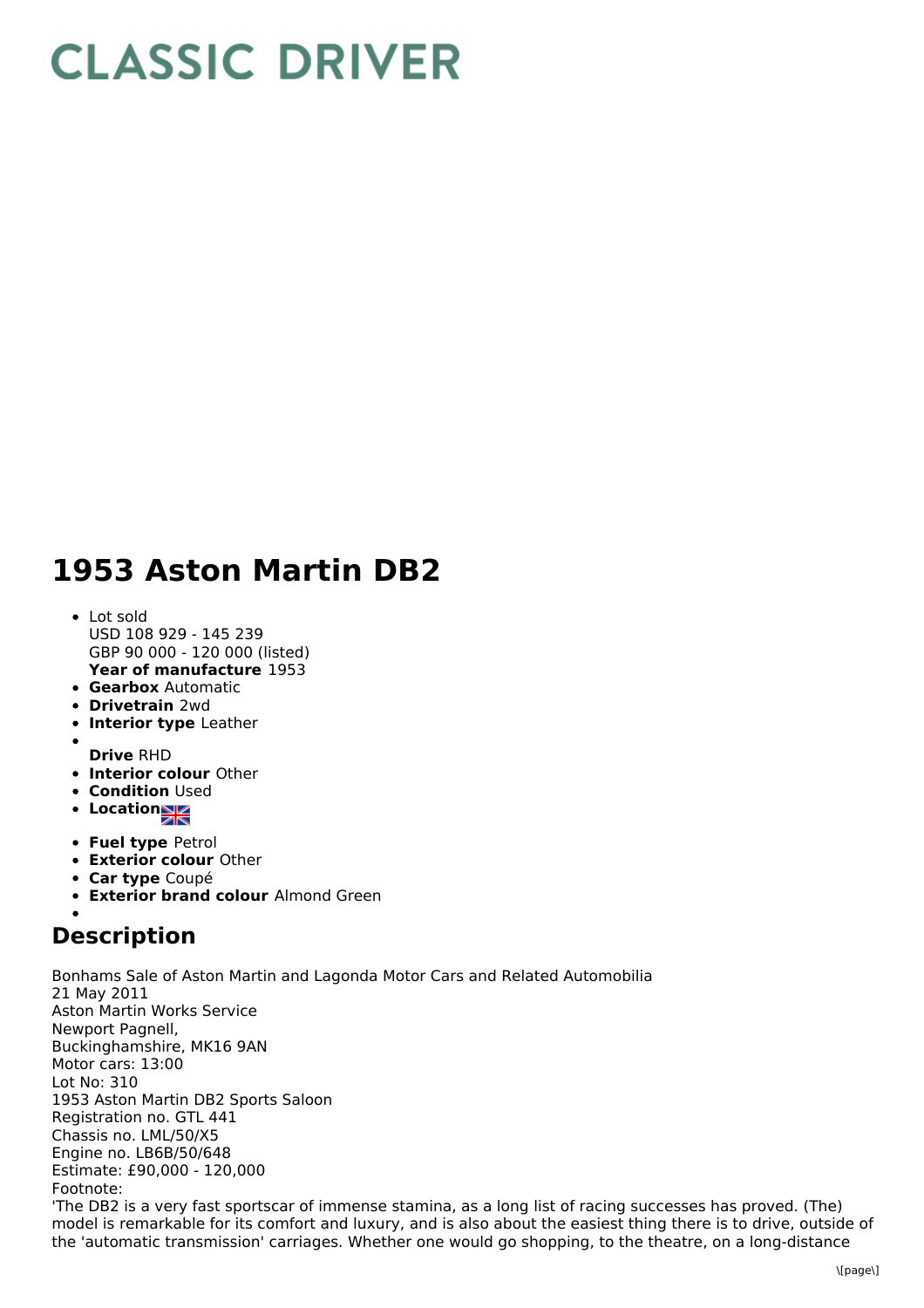# CLASSIC DRIVER

# 1953 Aston Martin DB2

- Lot sold
  USD 108 929 - 145 239
  GBP 90 000 - 120 000 (listed)
  **Year of manufacture** 1953
- **Gearbox** Automatic
- **Drivetrain** 2wd
- **Interior type** Leather
- **Drive** RHD
- **Interior colour** Other
- **Condition** Used
- **Location**
- **Fuel type** Petrol
- **Exterior colour** Other
- **Car type** Coupé
- **Exterior brand colour** Almond Green

## Description

Bonhams Sale of Aston Martin and Lagonda Motor Cars and Related Automobilia
21 May 2011
Aston Martin Works Service
Newport Pagnell,
Buckinghamshire, MK16 9AN
Motor cars: 13:00
Lot No: 310
1953 Aston Martin DB2 Sports Saloon
Registration no. GTL 441
Chassis no. LML/50/X5
Engine no. LB6B/50/648
Estimate: £90,000 - 120,000
Footnote:
'The DB2 is a very fast sportscar of immense stamina, as a long list of racing successes has proved. (The) model is remarkable for its comfort and luxury, and is also about the easiest thing there is to drive, outside of the 'automatic transmission' carriages. Whether one would go shopping, to the theatre, on a long-distance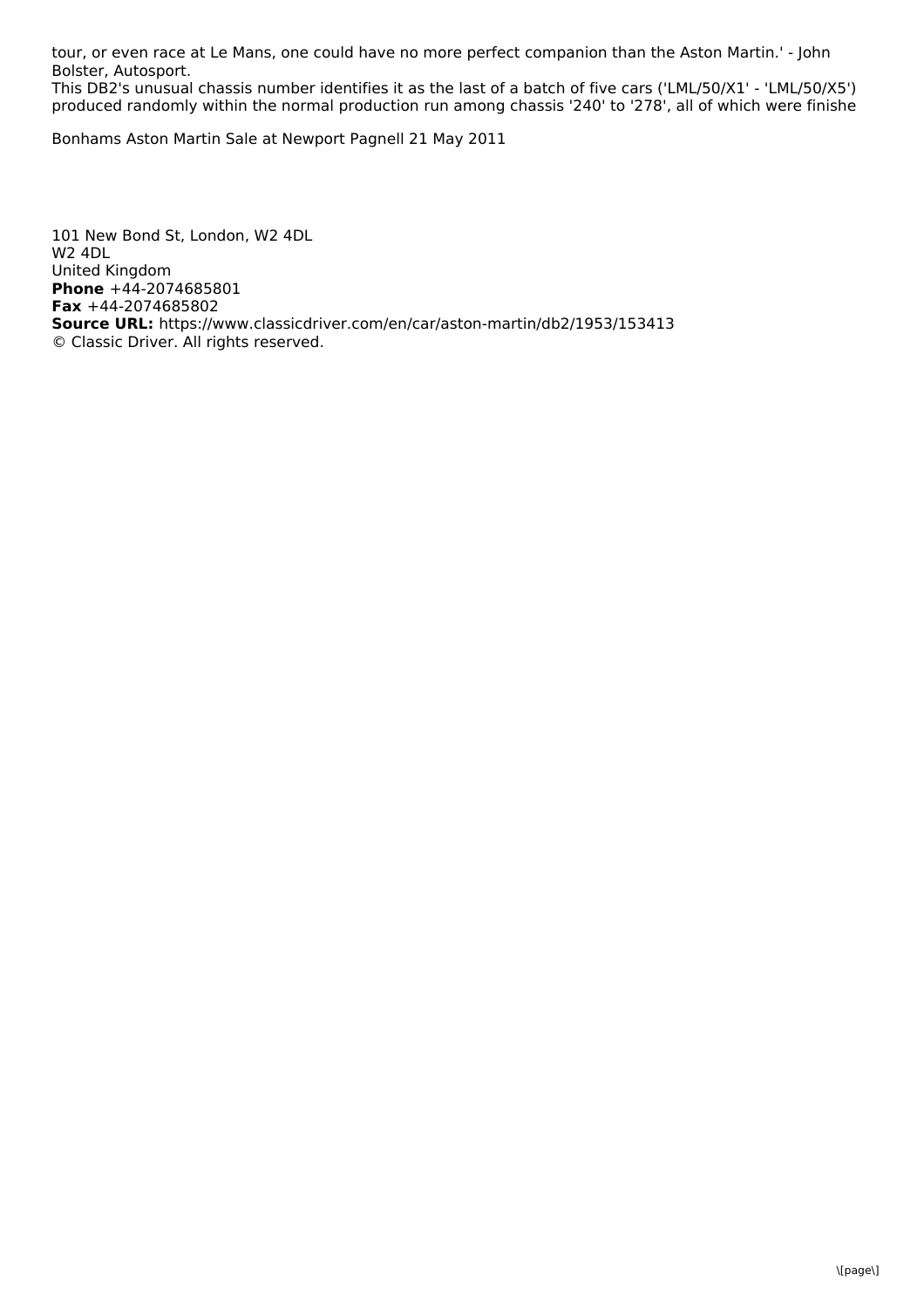tour, or even race at Le Mans, one could have no more perfect companion than the Aston Martin.' - John Bolster, Autosport.
This DB2's unusual chassis number identifies it as the last of a batch of five cars ('LML/50/X1' - 'LML/50/X5') produced randomly within the normal production run among chassis '240' to '278', all of which were finishe

Bonhams Aston Martin Sale at Newport Pagnell 21 May 2011

101 New Bond St, London, W2 4DL
W2 4DL
United Kingdom
**Phone** +44-2074685801
**Fax** +44-2074685802
**Source URL:** https://www.classicdriver.com/en/car/aston-martin/db2/1953/153413
© Classic Driver. All rights reserved.